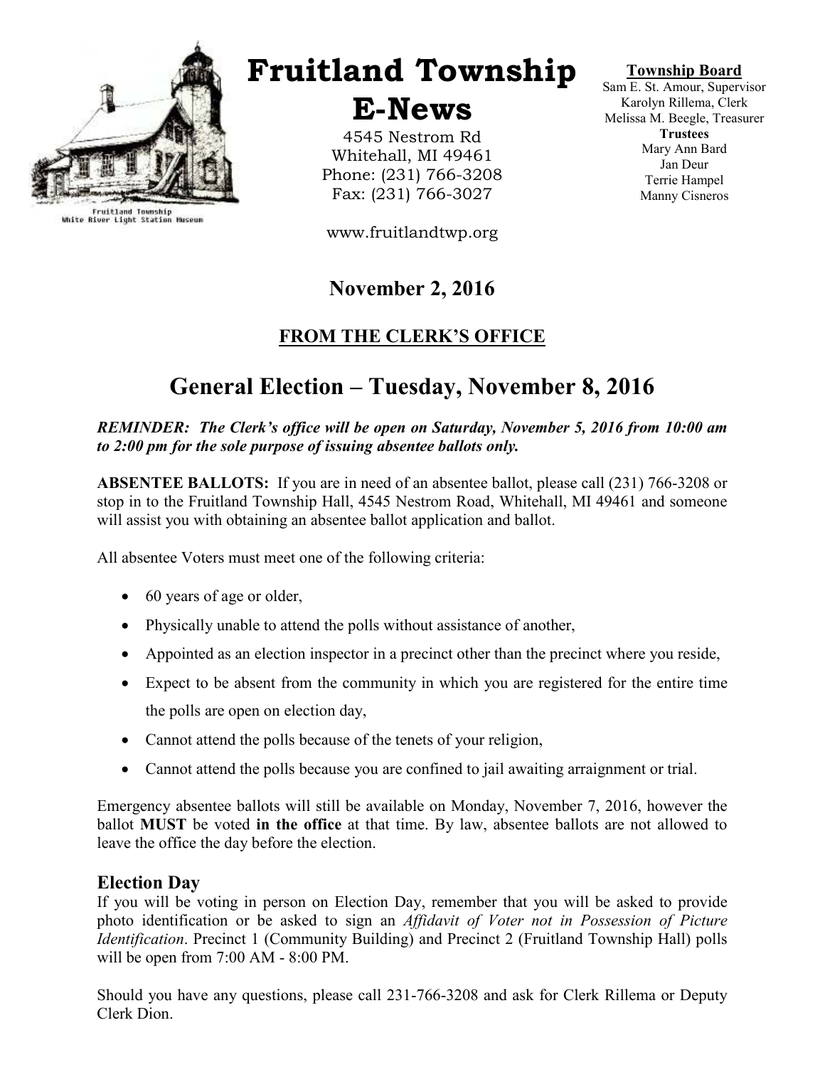Fruitland Township
White River Light Station Museum

# Fruitland Township E-News

4545 Nestrom Rd
Whitehall, MI 49461
Phone: (231) 766-3208
Fax: (231) 766-3027

www.fruitlandtwp.org

**Township Board**
Sam E. St. Amour, Supervisor
Karolyn Rillema, Clerk
Melissa M. Beegle, Treasurer
**Trustees**
Mary Ann Bard
Jan Deur
Terrie Hampel
Manny Cisneros

## November 2, 2016

## FROM THE CLERK'S OFFICE

# General Election – Tuesday, November 8, 2016

***REMINDER: The Clerk's office will be open on Saturday, November 5, 2016 from 10:00 am to 2:00 pm for the sole purpose of issuing absentee ballots only.***

**ABSENTEE BALLOTS:** If you are in need of an absentee ballot, please call (231) 766-3208 or stop in to the Fruitland Township Hall, 4545 Nestrom Road, Whitehall, MI 49461 and someone will assist you with obtaining an absentee ballot application and ballot.

All absentee Voters must meet one of the following criteria:

- 60 years of age or older,
- Physically unable to attend the polls without assistance of another,
- Appointed as an election inspector in a precinct other than the precinct where you reside,
- Expect to be absent from the community in which you are registered for the entire time the polls are open on election day,
- Cannot attend the polls because of the tenets of your religion,
- Cannot attend the polls because you are confined to jail awaiting arraignment or trial.

Emergency absentee ballots will still be available on Monday, November 7, 2016, however the ballot **MUST** be voted **in the office** at that time. By law, absentee ballots are not allowed to leave the office the day before the election.

### Election Day

If you will be voting in person on Election Day, remember that you will be asked to provide photo identification or be asked to sign an *Affidavit of Voter not in Possession of Picture Identification*. Precinct 1 (Community Building) and Precinct 2 (Fruitland Township Hall) polls will be open from 7:00 AM - 8:00 PM.

Should you have any questions, please call 231-766-3208 and ask for Clerk Rillema or Deputy Clerk Dion.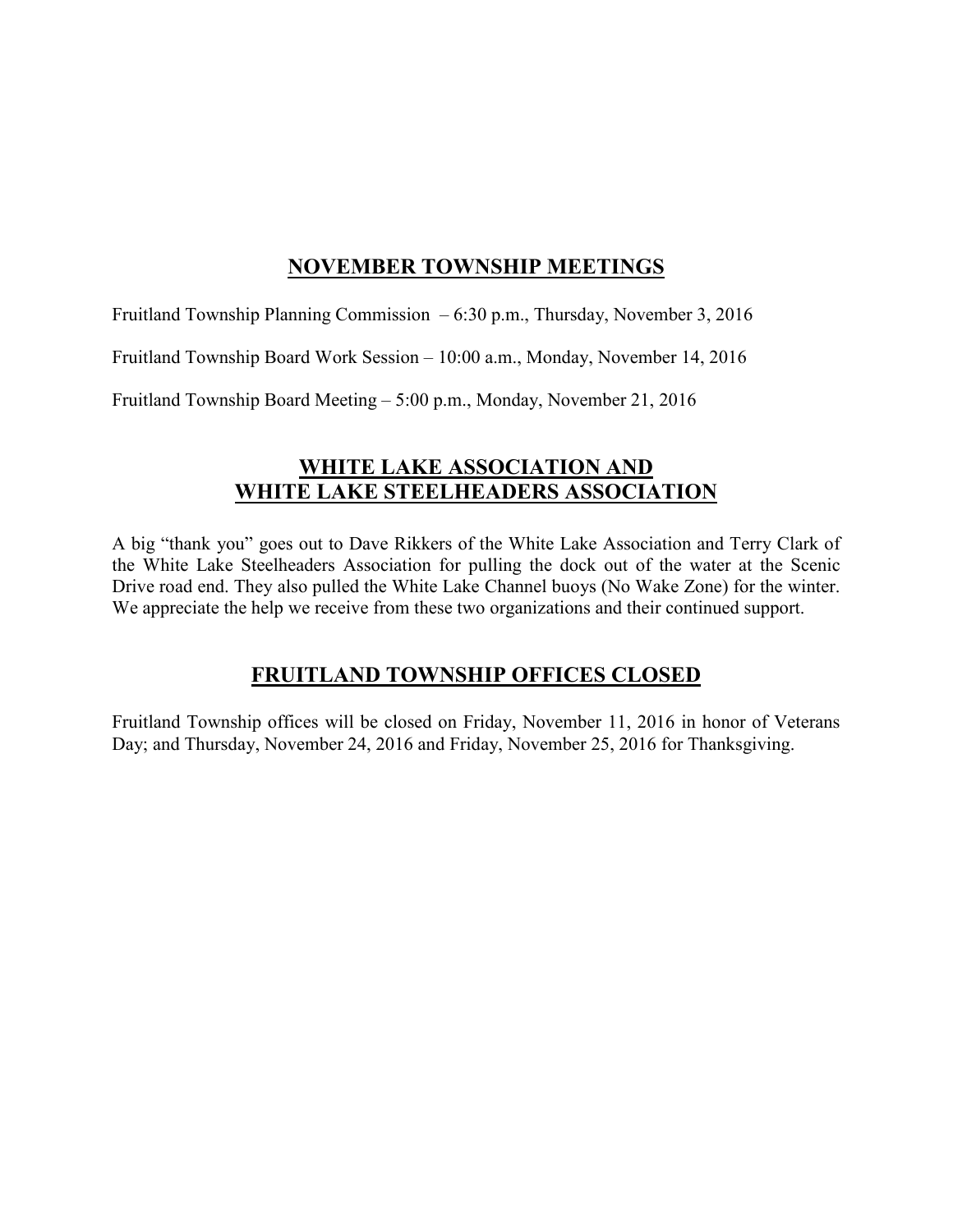## **NOVEMBER TOWNSHIP MEETINGS**

Fruitland Township Planning Commission – 6:30 p.m., Thursday, November 3, 2016

Fruitland Township Board Work Session – 10:00 a.m., Monday, November 14, 2016

Fruitland Township Board Meeting – 5:00 p.m., Monday, November 21, 2016

## **WHITE LAKE ASSOCIATION AND WHITE LAKE STEELHEADERS ASSOCIATION**

A big "thank you" goes out to Dave Rikkers of the White Lake Association and Terry Clark of the White Lake Steelheaders Association for pulling the dock out of the water at the Scenic Drive road end. They also pulled the White Lake Channel buoys (No Wake Zone) for the winter. We appreciate the help we receive from these two organizations and their continued support.

## **FRUITLAND TOWNSHIP OFFICES CLOSED**

Fruitland Township offices will be closed on Friday, November 11, 2016 in honor of Veterans Day; and Thursday, November 24, 2016 and Friday, November 25, 2016 for Thanksgiving.